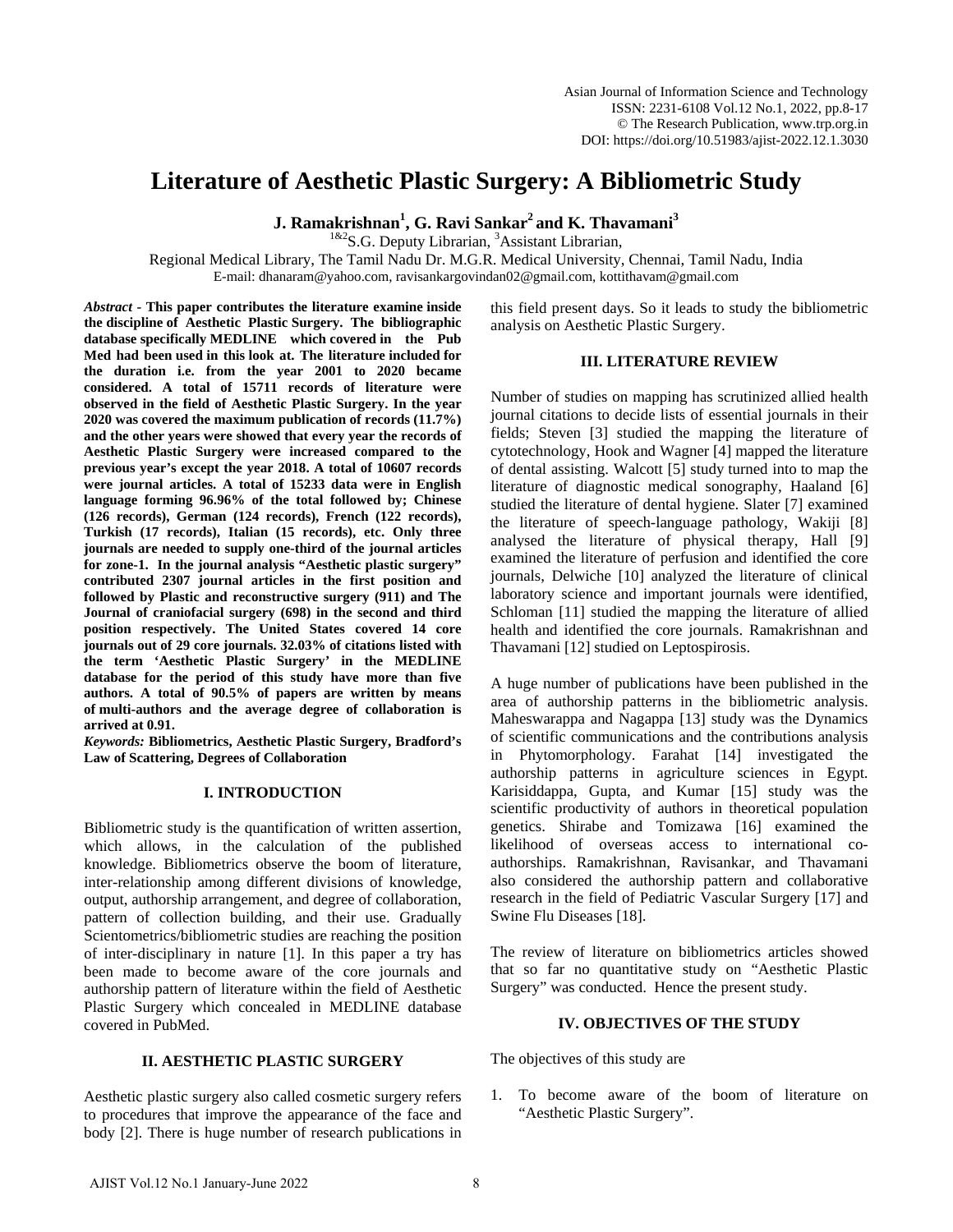# Literature of Aesthetic Plastic Surgery: A Bibliometric Study

**J. Ramakrishnan[1], G. Ravi Sankar[2] and K. Thavamani[3]**

[1&2]S.G. Deputy Librarian, [3]Assistant Librarian,
Regional Medical Library, The Tamil Nadu Dr. M.G.R. Medical University, Chennai, Tamil Nadu, India
E-mail: dhanaram@yahoo.com, ravisankargovindan02@gmail.com, kottithavam@gmail.com

***Abstract*** - **This paper contributes the literature examine inside the discipline of Aesthetic Plastic Surgery. The bibliographic database specifically MEDLINE which covered in the Pub Med had been used in this look at. The literature included for the duration i.e. from the year 2001 to 2020 became considered. A total of 15711 records of literature were observed in the field of Aesthetic Plastic Surgery. In the year 2020 was covered the maximum publication of records (11.7%) and the other years were showed that every year the records of Aesthetic Plastic Surgery were increased compared to the previous year's except the year 2018. A total of 10607 records were journal articles. A total of 15233 data were in English language forming 96.96% of the total followed by; Chinese (126 records), German (124 records), French (122 records), Turkish (17 records), Italian (15 records), etc. Only three journals are needed to supply one-third of the journal articles for zone-1. In the journal analysis "Aesthetic plastic surgery" contributed 2307 journal articles in the first position and followed by Plastic and reconstructive surgery (911) and The Journal of craniofacial surgery (698) in the second and third position respectively. The United States covered 14 core journals out of 29 core journals. 32.03% of citations listed with the term 'Aesthetic Plastic Surgery' in the MEDLINE database for the period of this study have more than five authors. A total of 90.5% of papers are written by means of multi-authors and the average degree of collaboration is arrived at 0.91.**

***Keywords:*** **Bibliometrics, Aesthetic Plastic Surgery, Bradford's Law of Scattering, Degrees of Collaboration**

## I. INTRODUCTION

Bibliometric study is the quantification of written assertion, which allows, in the calculation of the published knowledge. Bibliometrics observe the boom of literature, inter-relationship among different divisions of knowledge, output, authorship arrangement, and degree of collaboration, pattern of collection building, and their use. Gradually Scientometrics/bibliometric studies are reaching the position of inter-disciplinary in nature [1]. In this paper a try has been made to become aware of the core journals and authorship pattern of literature within the field of Aesthetic Plastic Surgery which concealed in MEDLINE database covered in PubMed.

## II. AESTHETIC PLASTIC SURGERY

Aesthetic plastic surgery also called cosmetic surgery refers to procedures that improve the appearance of the face and body [2]. There is huge number of research publications in this field present days. So it leads to study the bibliometric analysis on Aesthetic Plastic Surgery.

## III. LITERATURE REVIEW

Number of studies on mapping has scrutinized allied health journal citations to decide lists of essential journals in their fields; Steven [3] studied the mapping the literature of cytotechnology, Hook and Wagner [4] mapped the literature of dental assisting. Walcott [5] study turned into to map the literature of diagnostic medical sonography, Haaland [6] studied the literature of dental hygiene. Slater [7] examined the literature of speech-language pathology, Wakiji [8] analysed the literature of physical therapy, Hall [9] examined the literature of perfusion and identified the core journals, Delwiche [10] analyzed the literature of clinical laboratory science and important journals were identified, Schloman [11] studied the mapping the literature of allied health and identified the core journals. Ramakrishnan and Thavamani [12] studied on Leptospirosis.

A huge number of publications have been published in the area of authorship patterns in the bibliometric analysis. Maheswarappa and Nagappa [13] study was the Dynamics of scientific communications and the contributions analysis in Phytomorphology. Farahat [14] investigated the authorship patterns in agriculture sciences in Egypt. Karisiddappa, Gupta, and Kumar [15] study was the scientific productivity of authors in theoretical population genetics. Shirabe and Tomizawa [16] examined the likelihood of overseas access to international co-authorships. Ramakrishnan, Ravisankar, and Thavamani also considered the authorship pattern and collaborative research in the field of Pediatric Vascular Surgery [17] and Swine Flu Diseases [18].

The review of literature on bibliometrics articles showed that so far no quantitative study on "Aesthetic Plastic Surgery" was conducted. Hence the present study.

## IV. OBJECTIVES OF THE STUDY

The objectives of this study are

1. To become aware of the boom of literature on "Aesthetic Plastic Surgery".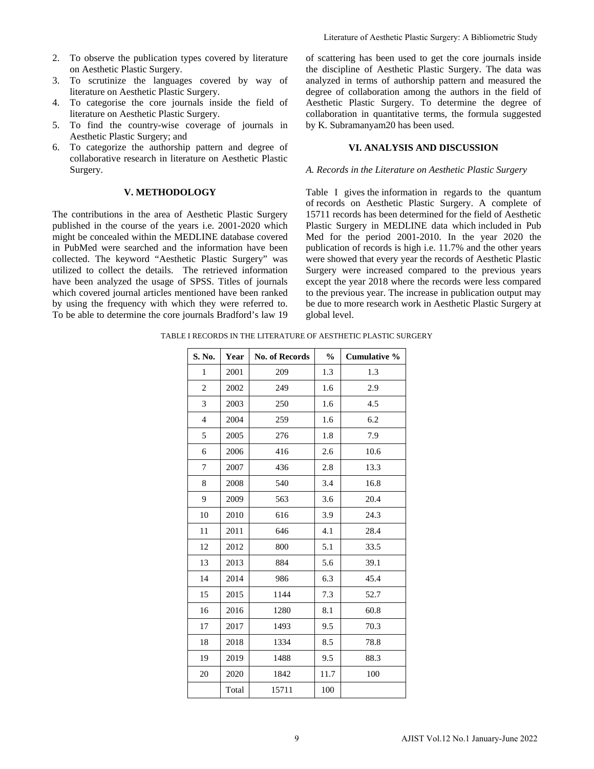2. To observe the publication types covered by literature on Aesthetic Plastic Surgery.
3. To scrutinize the languages covered by way of literature on Aesthetic Plastic Surgery.
4. To categorise the core journals inside the field of literature on Aesthetic Plastic Surgery.
5. To find the country-wise coverage of journals in Aesthetic Plastic Surgery; and
6. To categorize the authorship pattern and degree of collaborative research in literature on Aesthetic Plastic Surgery.

## V. METHODOLOGY

The contributions in the area of Aesthetic Plastic Surgery published in the course of the years i.e. 2001-2020 which might be concealed within the MEDLINE database covered in PubMed were searched and the information have been collected. The keyword "Aesthetic Plastic Surgery" was utilized to collect the details. The retrieved information have been analyzed the usage of SPSS. Titles of journals which covered journal articles mentioned have been ranked by using the frequency with which they were referred to. To be able to determine the core journals Bradford's law 19 of scattering has been used to get the core journals inside the discipline of Aesthetic Plastic Surgery. The data was analyzed in terms of authorship pattern and measured the degree of collaboration among the authors in the field of Aesthetic Plastic Surgery. To determine the degree of collaboration in quantitative terms, the formula suggested by K. Subramanyam20 has been used.

## VI. ANALYSIS AND DISCUSSION

### *A. Records in the Literature on Aesthetic Plastic Surgery*

Table I gives the information in regards to the quantum of records on Aesthetic Plastic Surgery. A complete of 15711 records has been determined for the field of Aesthetic Plastic Surgery in MEDLINE data which included in Pub Med for the period 2001-2010. In the year 2020 the publication of records is high i.e. 11.7% and the other years were showed that every year the records of Aesthetic Plastic Surgery were increased compared to the previous years except the year 2018 where the records were less compared to the previous year. The increase in publication output may be due to more research work in Aesthetic Plastic Surgery at global level.

TABLE I RECORDS IN THE LITERATURE OF AESTHETIC PLASTIC SURGERY

| S. No. | Year | No. of Records | % | Cumulative % |
|---|---|---|---|---|
| 1 | 2001 | 209 | 1.3 | 1.3 |
| 2 | 2002 | 249 | 1.6 | 2.9 |
| 3 | 2003 | 250 | 1.6 | 4.5 |
| 4 | 2004 | 259 | 1.6 | 6.2 |
| 5 | 2005 | 276 | 1.8 | 7.9 |
| 6 | 2006 | 416 | 2.6 | 10.6 |
| 7 | 2007 | 436 | 2.8 | 13.3 |
| 8 | 2008 | 540 | 3.4 | 16.8 |
| 9 | 2009 | 563 | 3.6 | 20.4 |
| 10 | 2010 | 616 | 3.9 | 24.3 |
| 11 | 2011 | 646 | 4.1 | 28.4 |
| 12 | 2012 | 800 | 5.1 | 33.5 |
| 13 | 2013 | 884 | 5.6 | 39.1 |
| 14 | 2014 | 986 | 6.3 | 45.4 |
| 15 | 2015 | 1144 | 7.3 | 52.7 |
| 16 | 2016 | 1280 | 8.1 | 60.8 |
| 17 | 2017 | 1493 | 9.5 | 70.3 |
| 18 | 2018 | 1334 | 8.5 | 78.8 |
| 19 | 2019 | 1488 | 9.5 | 88.3 |
| 20 | 2020 | 1842 | 11.7 | 100 |
| | Total | 15711 | 100 | |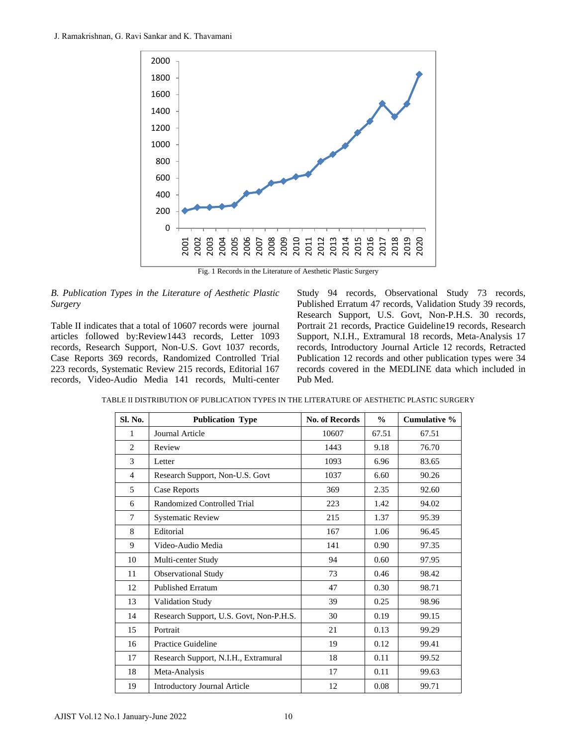Fig. 1 Records in the Literature of Aesthetic Plastic Surgery

*B. Publication Types in the Literature of Aesthetic Plastic Surgery*

Table II indicates that a total of 10607 records were journal articles followed by:Review1443 records, Letter 1093 records, Research Support, Non-U.S. Govt 1037 records, Case Reports 369 records, Randomized Controlled Trial 223 records, Systematic Review 215 records, Editorial 167 records, Video-Audio Media 141 records, Multi-center Study 94 records, Observational Study 73 records, Published Erratum 47 records, Validation Study 39 records, Research Support, U.S. Govt, Non-P.H.S. 30 records, Portrait 21 records, Practice Guideline19 records, Research Support, N.I.H., Extramural 18 records, Meta-Analysis 17 records, Introductory Journal Article 12 records, Retracted Publication 12 records and other publication types were 34 records covered in the MEDLINE data which included in Pub Med.

TABLE II DISTRIBUTION OF PUBLICATION TYPES IN THE LITERATURE OF AESTHETIC PLASTIC SURGERY

| Sl. No. | Publication Type | No. of Records | % | Cumulative % |
|---|---|---|---|---|
| 1 | Journal Article | 10607 | 67.51 | 67.51 |
| 2 | Review | 1443 | 9.18 | 76.70 |
| 3 | Letter | 1093 | 6.96 | 83.65 |
| 4 | Research Support, Non-U.S. Govt | 1037 | 6.60 | 90.26 |
| 5 | Case Reports | 369 | 2.35 | 92.60 |
| 6 | Randomized Controlled Trial | 223 | 1.42 | 94.02 |
| 7 | Systematic Review | 215 | 1.37 | 95.39 |
| 8 | Editorial | 167 | 1.06 | 96.45 |
| 9 | Video-Audio Media | 141 | 0.90 | 97.35 |
| 10 | Multi-center Study | 94 | 0.60 | 97.95 |
| 11 | Observational Study | 73 | 0.46 | 98.42 |
| 12 | Published Erratum | 47 | 0.30 | 98.71 |
| 13 | Validation Study | 39 | 0.25 | 98.96 |
| 14 | Research Support, U.S. Govt, Non-P.H.S. | 30 | 0.19 | 99.15 |
| 15 | Portrait | 21 | 0.13 | 99.29 |
| 16 | Practice Guideline | 19 | 0.12 | 99.41 |
| 17 | Research Support, N.I.H., Extramural | 18 | 0.11 | 99.52 |
| 18 | Meta-Analysis | 17 | 0.11 | 99.63 |
| 19 | Introductory Journal Article | 12 | 0.08 | 99.71 |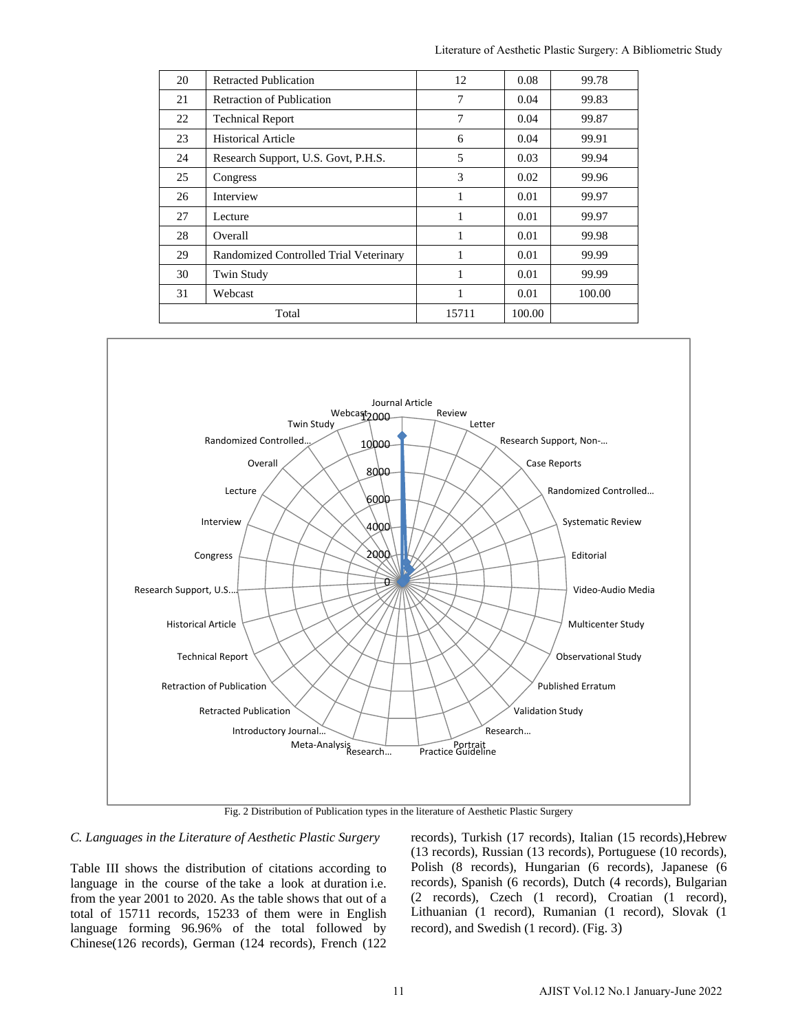| 20 | Retracted Publication | 12 | 0.08 | 99.78 |
|---|---|---|---|---|
| 21 | Retraction of Publication | 7 | 0.04 | 99.83 |
| 22 | Technical Report | 7 | 0.04 | 99.87 |
| 23 | Historical Article | 6 | 0.04 | 99.91 |
| 24 | Research Support, U.S. Govt, P.H.S. | 5 | 0.03 | 99.94 |
| 25 | Congress | 3 | 0.02 | 99.96 |
| 26 | Interview | 1 | 0.01 | 99.97 |
| 27 | Lecture | 1 | 0.01 | 99.97 |
| 28 | Overall | 1 | 0.01 | 99.98 |
| 29 | Randomized Controlled Trial Veterinary | 1 | 0.01 | 99.99 |
| 30 | Twin Study | 1 | 0.01 | 99.99 |
| 31 | Webcast | 1 | 0.01 | 100.00 |
| Total | | 15711 | 100.00 | |

Fig. 2 Distribution of Publication types in the literature of Aesthetic Plastic Surgery

### *C. Languages in the Literature of Aesthetic Plastic Surgery*

Table III shows the distribution of citations according to language in the course of the take a look at duration i.e. from the year 2001 to 2020. As the table shows that out of a total of 15711 records, 15233 of them were in English language forming 96.96% of the total followed by Chinese(126 records), German (124 records), French (122 records), Turkish (17 records), Italian (15 records),Hebrew (13 records), Russian (13 records), Portuguese (10 records), Polish (8 records), Hungarian (6 records), Japanese (6 records), Spanish (6 records), Dutch (4 records), Bulgarian (2 records), Czech (1 record), Croatian (1 record), Lithuanian (1 record), Rumanian (1 record), Slovak (1 record), and Swedish (1 record). (Fig. 3)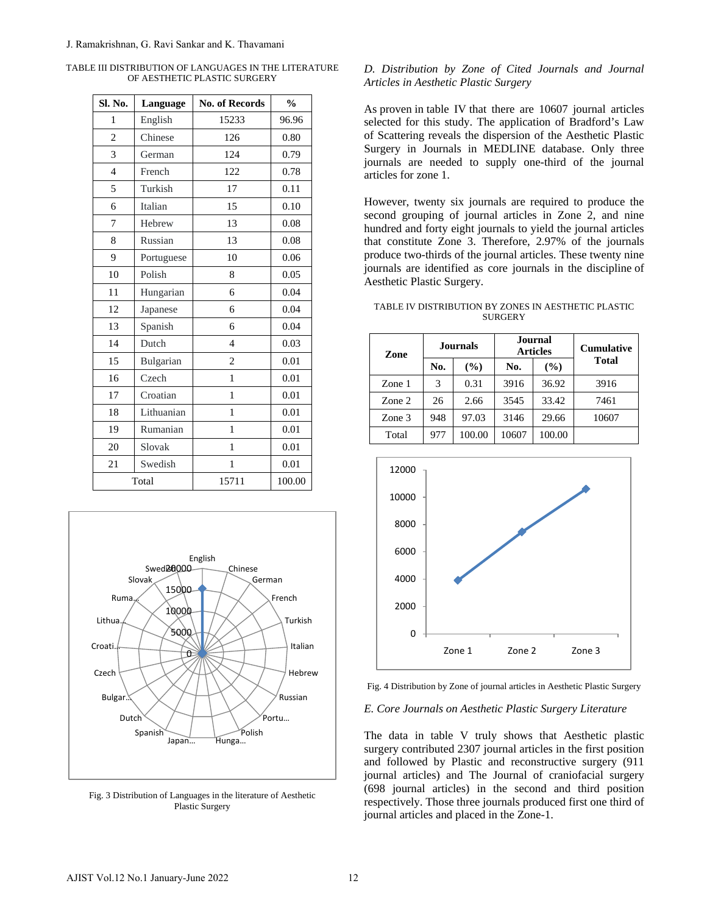TABLE III DISTRIBUTION OF LANGUAGES IN THE LITERATURE OF AESTHETIC PLASTIC SURGERY

| Sl. No. | Language | No. of Records | % |
|---|---|---|---|
| 1 | English | 15233 | 96.96 |
| 2 | Chinese | 126 | 0.80 |
| 3 | German | 124 | 0.79 |
| 4 | French | 122 | 0.78 |
| 5 | Turkish | 17 | 0.11 |
| 6 | Italian | 15 | 0.10 |
| 7 | Hebrew | 13 | 0.08 |
| 8 | Russian | 13 | 0.08 |
| 9 | Portuguese | 10 | 0.06 |
| 10 | Polish | 8 | 0.05 |
| 11 | Hungarian | 6 | 0.04 |
| 12 | Japanese | 6 | 0.04 |
| 13 | Spanish | 6 | 0.04 |
| 14 | Dutch | 4 | 0.03 |
| 15 | Bulgarian | 2 | 0.01 |
| 16 | Czech | 1 | 0.01 |
| 17 | Croatian | 1 | 0.01 |
| 18 | Lithuanian | 1 | 0.01 |
| 19 | Rumanian | 1 | 0.01 |
| 20 | Slovak | 1 | 0.01 |
| 21 | Swedish | 1 | 0.01 |
| Total | | 15711 | 100.00 |

Fig. 3 Distribution of Languages in the literature of Aesthetic Plastic Surgery

### *D. Distribution by Zone of Cited Journals and Journal Articles in Aesthetic Plastic Surgery*

As proven in table IV that there are 10607 journal articles selected for this study. The application of Bradford's Law of Scattering reveals the dispersion of the Aesthetic Plastic Surgery in Journals in MEDLINE database. Only three journals are needed to supply one-third of the journal articles for zone 1.

However, twenty six journals are required to produce the second grouping of journal articles in Zone 2, and nine hundred and forty eight journals to yield the journal articles that constitute Zone 3. Therefore, 2.97% of the journals produce two-thirds of the journal articles. These twenty nine journals are identified as core journals in the discipline of Aesthetic Plastic Surgery.

TABLE IV DISTRIBUTION BY ZONES IN AESTHETIC PLASTIC SURGERY

| Zone | Journals | | Journal Articles | | Cumulative Total |
|---|---|---|---|---|---|
| | No. | (%) | No. | (%) | |
| Zone 1 | 3 | 0.31 | 3916 | 36.92 | 3916 |
| Zone 2 | 26 | 2.66 | 3545 | 33.42 | 7461 |
| Zone 3 | 948 | 97.03 | 3146 | 29.66 | 10607 |
| Total | 977 | 100.00 | 10607 | 100.00 | |

Fig. 4 Distribution by Zone of journal articles in Aesthetic Plastic Surgery

### *E. Core Journals on Aesthetic Plastic Surgery Literature*

The data in table V truly shows that Aesthetic plastic surgery contributed 2307 journal articles in the first position and followed by Plastic and reconstructive surgery (911 journal articles) and The Journal of craniofacial surgery (698 journal articles) in the second and third position respectively. Those three journals produced first one third of journal articles and placed in the Zone-1.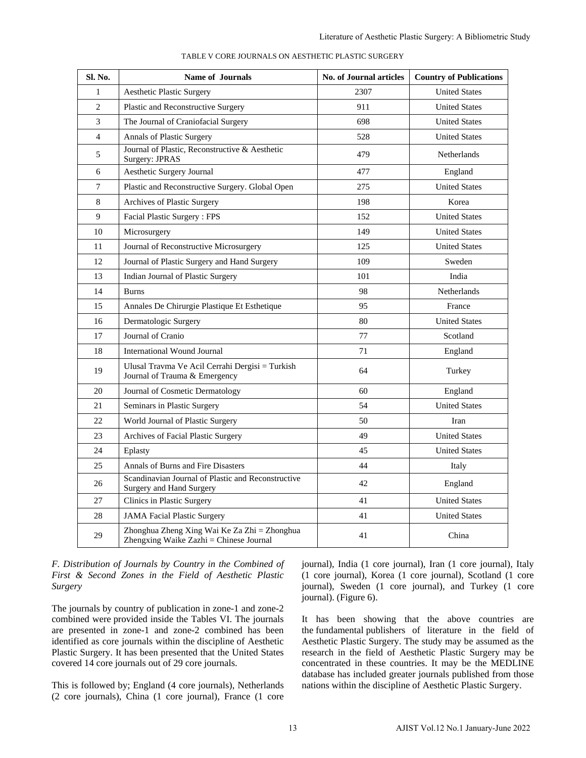TABLE V CORE JOURNALS ON AESTHETIC PLASTIC SURGERY

| Sl. No. | Name of Journals | No. of Journal articles | Country of Publications |
|---|---|---|---|
| 1 | Aesthetic Plastic Surgery | 2307 | United States |
| 2 | Plastic and Reconstructive Surgery | 911 | United States |
| 3 | The Journal of Craniofacial Surgery | 698 | United States |
| 4 | Annals of Plastic Surgery | 528 | United States |
| 5 | Journal of Plastic, Reconstructive & Aesthetic Surgery: JPRAS | 479 | Netherlands |
| 6 | Aesthetic Surgery Journal | 477 | England |
| 7 | Plastic and Reconstructive Surgery. Global Open | 275 | United States |
| 8 | Archives of Plastic Surgery | 198 | Korea |
| 9 | Facial Plastic Surgery : FPS | 152 | United States |
| 10 | Microsurgery | 149 | United States |
| 11 | Journal of Reconstructive Microsurgery | 125 | United States |
| 12 | Journal of Plastic Surgery and Hand Surgery | 109 | Sweden |
| 13 | Indian Journal of Plastic Surgery | 101 | India |
| 14 | Burns | 98 | Netherlands |
| 15 | Annales De Chirurgie Plastique Et Esthetique | 95 | France |
| 16 | Dermatologic Surgery | 80 | United States |
| 17 | Journal of Cranio | 77 | Scotland |
| 18 | International Wound Journal | 71 | England |
| 19 | Ulusal Travma Ve Acil Cerrahi Dergisi = Turkish Journal of Trauma & Emergency | 64 | Turkey |
| 20 | Journal of Cosmetic Dermatology | 60 | England |
| 21 | Seminars in Plastic Surgery | 54 | United States |
| 22 | World Journal of Plastic Surgery | 50 | Iran |
| 23 | Archives of Facial Plastic Surgery | 49 | United States |
| 24 | Eplasty | 45 | United States |
| 25 | Annals of Burns and Fire Disasters | 44 | Italy |
| 26 | Scandinavian Journal of Plastic and Reconstructive Surgery and Hand Surgery | 42 | England |
| 27 | Clinics in Plastic Surgery | 41 | United States |
| 28 | JAMA Facial Plastic Surgery | 41 | United States |
| 29 | Zhonghua Zheng Xing Wai Ke Za Zhi = Zhonghua Zhengxing Waike Zazhi = Chinese Journal | 41 | China |

### *F. Distribution of Journals by Country in the Combined of First & Second Zones in the Field of Aesthetic Plastic Surgery*

The journals by country of publication in zone-1 and zone-2 combined were provided inside the Tables VI. The journals are presented in zone-1 and zone-2 combined has been identified as core journals within the discipline of Aesthetic Plastic Surgery. It has been presented that the United States covered 14 core journals out of 29 core journals.

This is followed by; England (4 core journals), Netherlands (2 core journals), China (1 core journal), France (1 core journal), India (1 core journal), Iran (1 core journal), Italy (1 core journal), Korea (1 core journal), Scotland (1 core journal), Sweden (1 core journal), and Turkey (1 core journal). (Figure 6).

It has been showing that the above countries are the fundamental publishers of literature in the field of Aesthetic Plastic Surgery. The study may be assumed as the research in the field of Aesthetic Plastic Surgery may be concentrated in these countries. It may be the MEDLINE database has included greater journals published from those nations within the discipline of Aesthetic Plastic Surgery.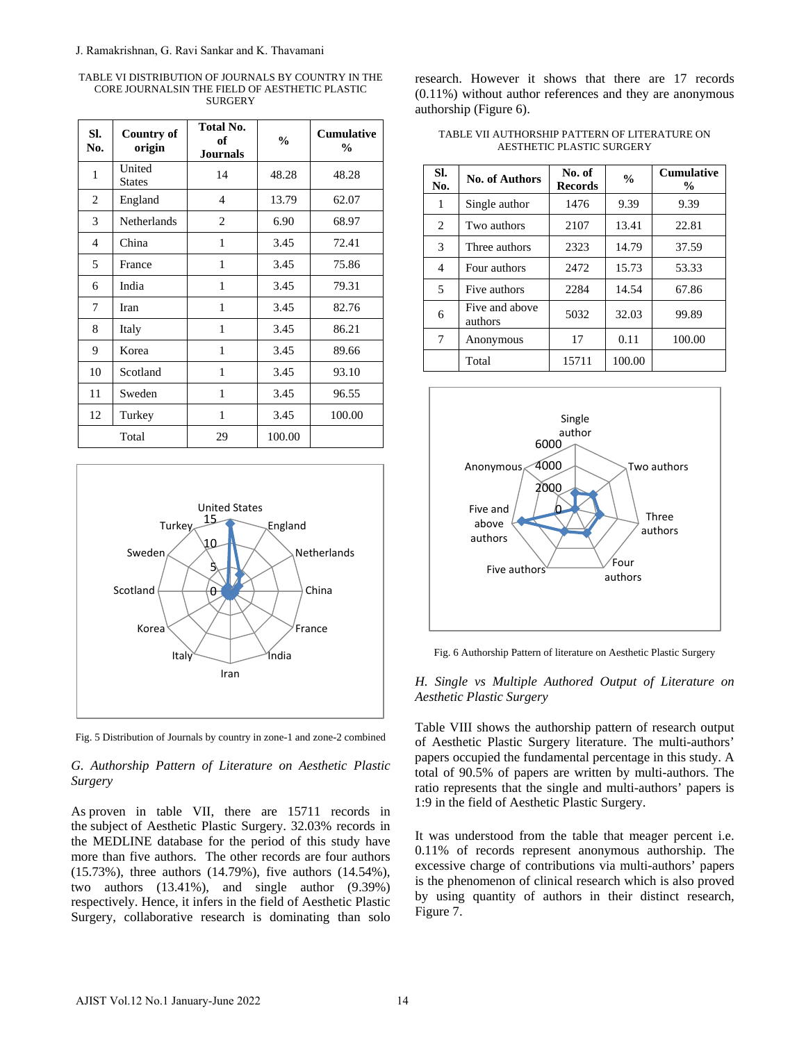TABLE VI DISTRIBUTION OF JOURNALS BY COUNTRY IN THE CORE JOURNALSIN THE FIELD OF AESTHETIC PLASTIC SURGERY

| Sl. No. | Country of origin | Total No. of Journals | % | Cumulative % |
|---|---|---|---|---|
| 1 | United States | 14 | 48.28 | 48.28 |
| 2 | England | 4 | 13.79 | 62.07 |
| 3 | Netherlands | 2 | 6.90 | 68.97 |
| 4 | China | 1 | 3.45 | 72.41 |
| 5 | France | 1 | 3.45 | 75.86 |
| 6 | India | 1 | 3.45 | 79.31 |
| 7 | Iran | 1 | 3.45 | 82.76 |
| 8 | Italy | 1 | 3.45 | 86.21 |
| 9 | Korea | 1 | 3.45 | 89.66 |
| 10 | Scotland | 1 | 3.45 | 93.10 |
| 11 | Sweden | 1 | 3.45 | 96.55 |
| 12 | Turkey | 1 | 3.45 | 100.00 |
| Total | | 29 | 100.00 | |

Fig. 5 Distribution of Journals by country in zone-1 and zone-2 combined

### *G. Authorship Pattern of Literature on Aesthetic Plastic Surgery*

As proven in table VII, there are 15711 records in the subject of Aesthetic Plastic Surgery. 32.03% records in the MEDLINE database for the period of this study have more than five authors. The other records are four authors (15.73%), three authors (14.79%), five authors (14.54%), two authors (13.41%), and single author (9.39%) respectively. Hence, it infers in the field of Aesthetic Plastic Surgery, collaborative research is dominating than solo research. However it shows that there are 17 records (0.11%) without author references and they are anonymous authorship (Figure 6).

TABLE VII AUTHORSHIP PATTERN OF LITERATURE ON AESTHETIC PLASTIC SURGERY

| Sl. No. | No. of Authors | No. of Records | % | Cumulative % |
|---|---|---|---|---|
| 1 | Single author | 1476 | 9.39 | 9.39 |
| 2 | Two authors | 2107 | 13.41 | 22.81 |
| 3 | Three authors | 2323 | 14.79 | 37.59 |
| 4 | Four authors | 2472 | 15.73 | 53.33 |
| 5 | Five authors | 2284 | 14.54 | 67.86 |
| 6 | Five and above authors | 5032 | 32.03 | 99.89 |
| 7 | Anonymous | 17 | 0.11 | 100.00 |
| | Total | 15711 | 100.00 | |

Fig. 6 Authorship Pattern of literature on Aesthetic Plastic Surgery

### *H. Single vs Multiple Authored Output of Literature on Aesthetic Plastic Surgery*

Table VIII shows the authorship pattern of research output of Aesthetic Plastic Surgery literature. The multi-authors' papers occupied the fundamental percentage in this study. A total of 90.5% of papers are written by multi-authors. The ratio represents that the single and multi-authors' papers is 1:9 in the field of Aesthetic Plastic Surgery.

It was understood from the table that meager percent i.e. 0.11% of records represent anonymous authorship. The excessive charge of contributions via multi-authors' papers is the phenomenon of clinical research which is also proved by using quantity of authors in their distinct research, Figure 7.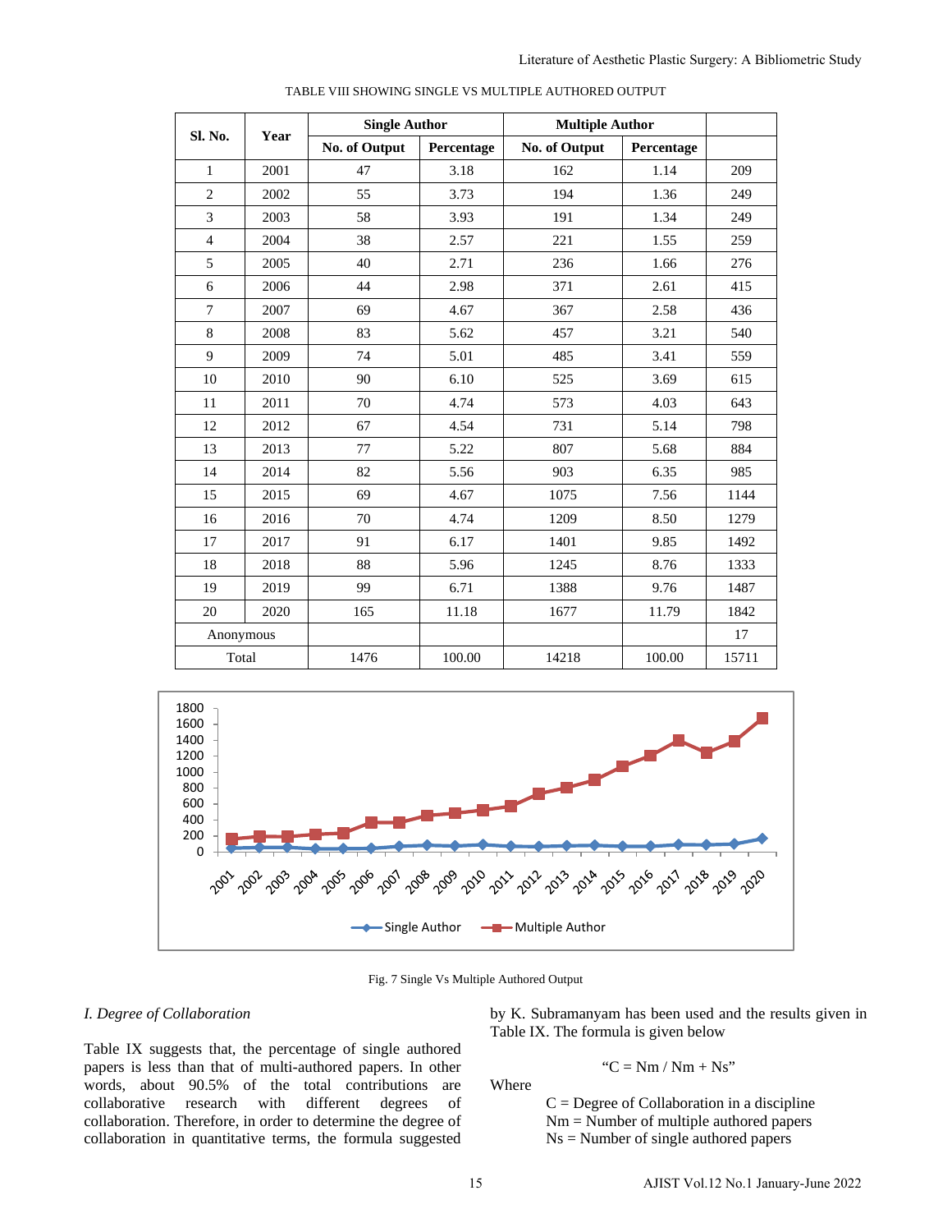TABLE VIII SHOWING SINGLE VS MULTIPLE AUTHORED OUTPUT

| Sl. No. | Year | Single Author | | Multiple Author | | |
|---|---|---|---|---|---|---|
| | | No. of Output | Percentage | No. of Output | Percentage | |
| 1 | 2001 | 47 | 3.18 | 162 | 1.14 | 209 |
| 2 | 2002 | 55 | 3.73 | 194 | 1.36 | 249 |
| 3 | 2003 | 58 | 3.93 | 191 | 1.34 | 249 |
| 4 | 2004 | 38 | 2.57 | 221 | 1.55 | 259 |
| 5 | 2005 | 40 | 2.71 | 236 | 1.66 | 276 |
| 6 | 2006 | 44 | 2.98 | 371 | 2.61 | 415 |
| 7 | 2007 | 69 | 4.67 | 367 | 2.58 | 436 |
| 8 | 2008 | 83 | 5.62 | 457 | 3.21 | 540 |
| 9 | 2009 | 74 | 5.01 | 485 | 3.41 | 559 |
| 10 | 2010 | 90 | 6.10 | 525 | 3.69 | 615 |
| 11 | 2011 | 70 | 4.74 | 573 | 4.03 | 643 |
| 12 | 2012 | 67 | 4.54 | 731 | 5.14 | 798 |
| 13 | 2013 | 77 | 5.22 | 807 | 5.68 | 884 |
| 14 | 2014 | 82 | 5.56 | 903 | 6.35 | 985 |
| 15 | 2015 | 69 | 4.67 | 1075 | 7.56 | 1144 |
| 16 | 2016 | 70 | 4.74 | 1209 | 8.50 | 1279 |
| 17 | 2017 | 91 | 6.17 | 1401 | 9.85 | 1492 |
| 18 | 2018 | 88 | 5.96 | 1245 | 8.76 | 1333 |
| 19 | 2019 | 99 | 6.71 | 1388 | 9.76 | 1487 |
| 20 | 2020 | 165 | 11.18 | 1677 | 11.79 | 1842 |
| Anonymous | | | | | | 17 |
| Total | | 1476 | 100.00 | 14218 | 100.00 | 15711 |

Fig. 7 Single Vs Multiple Authored Output

### *I. Degree of Collaboration*

Table IX suggests that, the percentage of single authored papers is less than that of multi-authored papers. In other words, about 90.5% of the total contributions are collaborative research with different degrees of collaboration. Therefore, in order to determine the degree of collaboration in quantitative terms, the formula suggested by K. Subramanyam has been used and the results given in Table IX. The formula is given below

$$C = Nm / Nm + Ns$$

Where

C = Degree of Collaboration in a discipline
Nm = Number of multiple authored papers
Ns = Number of single authored papers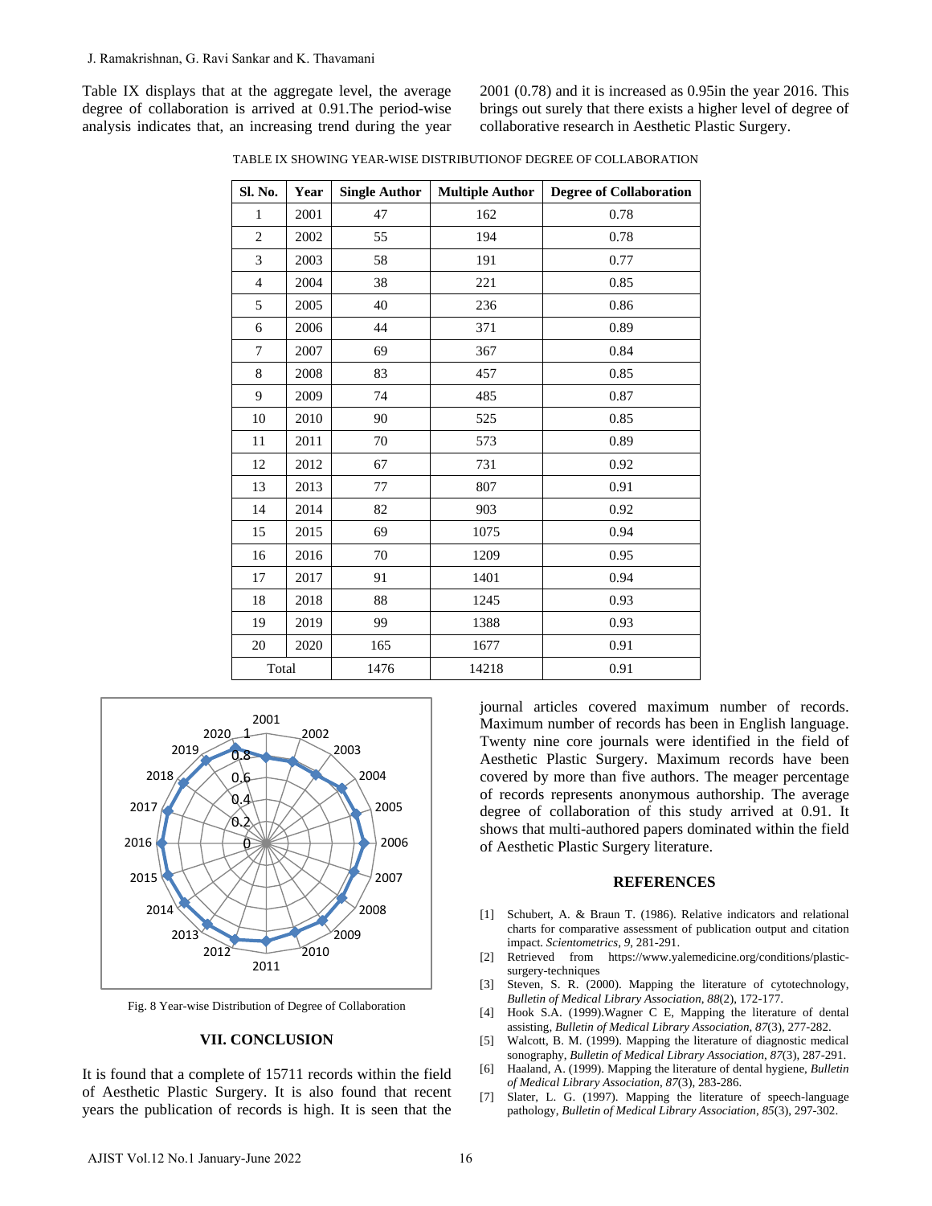Table IX displays that at the aggregate level, the average degree of collaboration is arrived at 0.91.The period-wise analysis indicates that, an increasing trend during the year 2001 (0.78) and it is increased as 0.95in the year 2016. This brings out surely that there exists a higher level of degree of collaborative research in Aesthetic Plastic Surgery.

TABLE IX SHOWING YEAR-WISE DISTRIBUTIONOF DEGREE OF COLLABORATION

| Sl. No. | Year | Single Author | Multiple Author | Degree of Collaboration |
|---|---|---|---|---|
| 1 | 2001 | 47 | 162 | 0.78 |
| 2 | 2002 | 55 | 194 | 0.78 |
| 3 | 2003 | 58 | 191 | 0.77 |
| 4 | 2004 | 38 | 221 | 0.85 |
| 5 | 2005 | 40 | 236 | 0.86 |
| 6 | 2006 | 44 | 371 | 0.89 |
| 7 | 2007 | 69 | 367 | 0.84 |
| 8 | 2008 | 83 | 457 | 0.85 |
| 9 | 2009 | 74 | 485 | 0.87 |
| 10 | 2010 | 90 | 525 | 0.85 |
| 11 | 2011 | 70 | 573 | 0.89 |
| 12 | 2012 | 67 | 731 | 0.92 |
| 13 | 2013 | 77 | 807 | 0.91 |
| 14 | 2014 | 82 | 903 | 0.92 |
| 15 | 2015 | 69 | 1075 | 0.94 |
| 16 | 2016 | 70 | 1209 | 0.95 |
| 17 | 2017 | 91 | 1401 | 0.94 |
| 18 | 2018 | 88 | 1245 | 0.93 |
| 19 | 2019 | 99 | 1388 | 0.93 |
| 20 | 2020 | 165 | 1677 | 0.91 |
| Total | | 1476 | 14218 | 0.91 |

Fig. 8 Year-wise Distribution of Degree of Collaboration

## VII. CONCLUSION

It is found that a complete of 15711 records within the field of Aesthetic Plastic Surgery. It is also found that recent years the publication of records is high. It is seen that the journal articles covered maximum number of records. Maximum number of records has been in English language. Twenty nine core journals were identified in the field of Aesthetic Plastic Surgery. Maximum records have been covered by more than five authors. The meager percentage of records represents anonymous authorship. The average degree of collaboration of this study arrived at 0.91. It shows that multi-authored papers dominated within the field of Aesthetic Plastic Surgery literature.

## REFERENCES

[1] Schubert, A. & Braun T. (1986). Relative indicators and relational charts for comparative assessment of publication output and citation impact. *Scientometrics*, *9*, 281-291.

[2] Retrieved from https://www.yalemedicine.org/conditions/plastic-surgery-techniques

[3] Steven, S. R. (2000). Mapping the literature of cytotechnology, *Bulletin of Medical Library Association*, *88*(2), 172-177.

[4] Hook S.A. (1999).Wagner C E, Mapping the literature of dental assisting, *Bulletin of Medical Library Association*, *87*(3), 277-282.

[5] Walcott, B. M. (1999). Mapping the literature of diagnostic medical sonography, *Bulletin of Medical Library Association*, *87*(3), 287-291.

[6] Haaland, A. (1999). Mapping the literature of dental hygiene, *Bulletin of Medical Library Association*, *87*(3), 283-286.

[7] Slater, L. G. (1997). Mapping the literature of speech-language pathology, *Bulletin of Medical Library Association*, *85*(3), 297-302.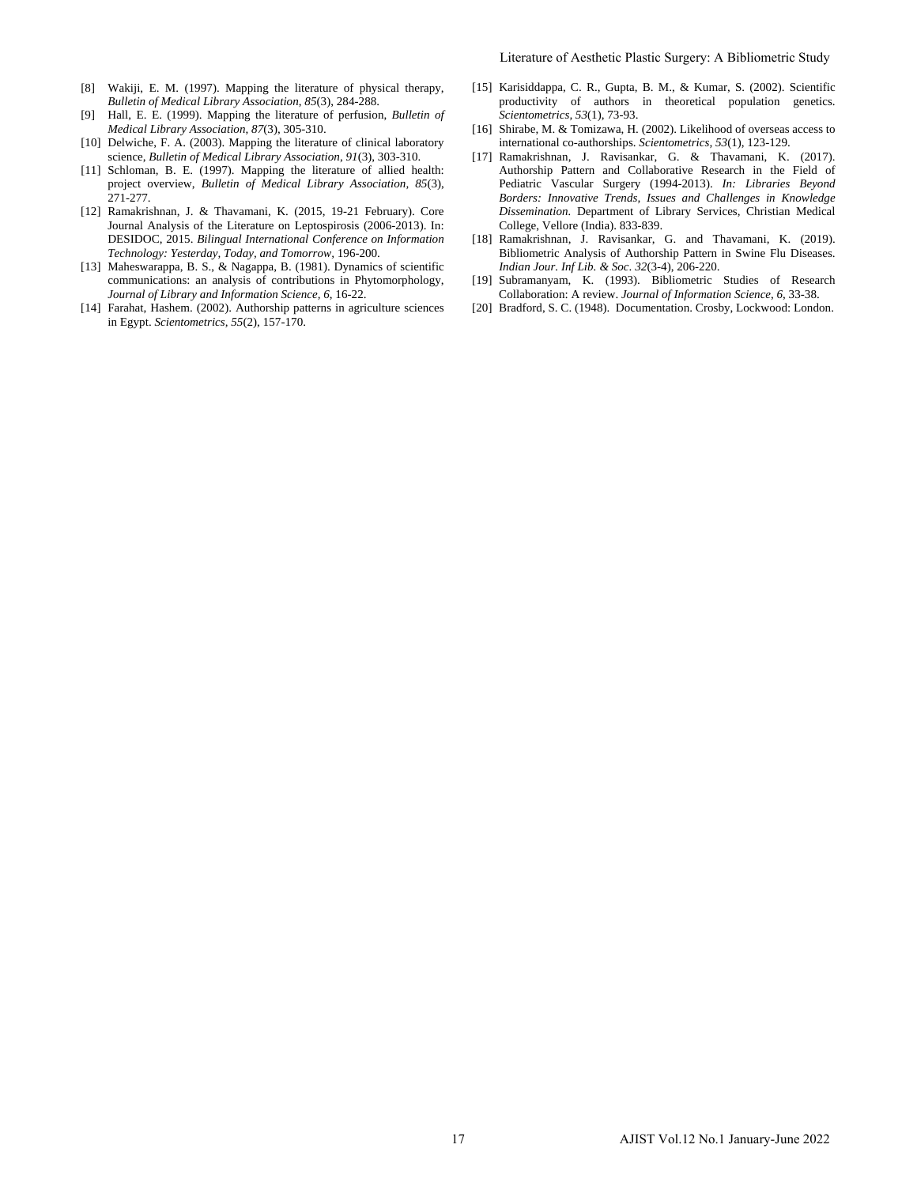[8] Wakiji, E. M. (1997). Mapping the literature of physical therapy, *Bulletin of Medical Library Association*, *85*(3), 284-288.

[9] Hall, E. E. (1999). Mapping the literature of perfusion, *Bulletin of Medical Library Association*, *87*(3), 305-310.

[10] Delwiche, F. A. (2003). Mapping the literature of clinical laboratory science, *Bulletin of Medical Library Association*, *91*(3), 303-310.

[11] Schloman, B. E. (1997). Mapping the literature of allied health: project overview, *Bulletin of Medical Library Association*, *85*(3), 271-277.

[12] Ramakrishnan, J. & Thavamani, K. (2015, 19-21 February). Core Journal Analysis of the Literature on Leptospirosis (2006-2013). In: DESIDOC, 2015. *Bilingual International Conference on Information Technology: Yesterday, Today, and Tomorrow*, 196-200.

[13] Maheswarappa, B. S., & Nagappa, B. (1981). Dynamics of scientific communications: an analysis of contributions in Phytomorphology, *Journal of Library and Information Science*, *6*, 16-22.

[14] Farahat, Hashem. (2002). Authorship patterns in agriculture sciences in Egypt. *Scientometrics*, *55*(2), 157-170.

[15] Karisiddappa, C. R., Gupta, B. M., & Kumar, S. (2002). Scientific productivity of authors in theoretical population genetics. *Scientometrics*, *53*(1), 73-93.

[16] Shirabe, M. & Tomizawa, H. (2002). Likelihood of overseas access to international co-authorships. *Scientometrics*, *53*(1), 123-129.

[17] Ramakrishnan, J. Ravisankar, G. & Thavamani, K. (2017). Authorship Pattern and Collaborative Research in the Field of Pediatric Vascular Surgery (1994-2013). *In: Libraries Beyond Borders: Innovative Trends, Issues and Challenges in Knowledge Dissemination.* Department of Library Services, Christian Medical College, Vellore (India). 833-839.

[18] Ramakrishnan, J. Ravisankar, G. and Thavamani, K. (2019). Bibliometric Analysis of Authorship Pattern in Swine Flu Diseases. *Indian Jour. Inf Lib. & Soc*. *32*(3-4), 206-220.

[19] Subramanyam, K. (1993). Bibliometric Studies of Research Collaboration: A review. *Journal of Information Science*, *6*, 33-38.

[20] Bradford, S. C. (1948). Documentation. Crosby, Lockwood: London.